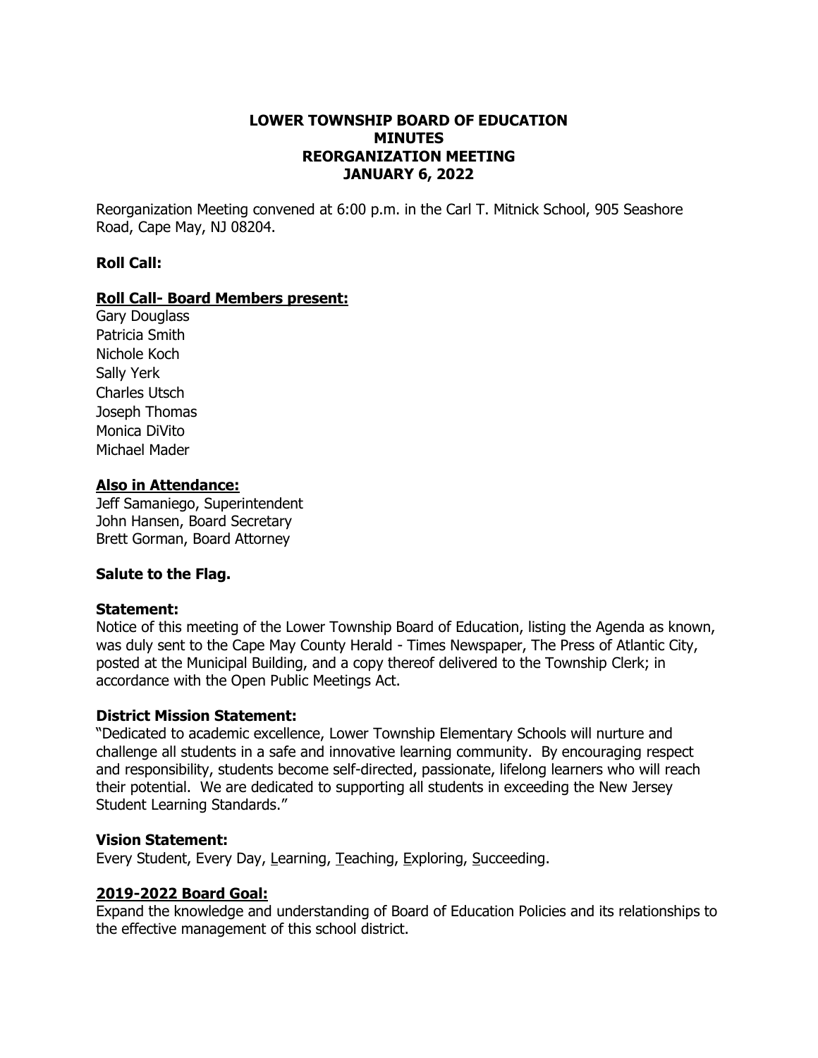# LOWER TOWNSHIP BOARD OF EDUCATION
# MINUTES
# REORGANIZATION MEETING
# JANUARY 6, 2022

Reorganization Meeting convened at 6:00 p.m. in the Carl T. Mitnick School, 905 Seashore Road, Cape May, NJ 08204.

**Roll Call:**

**Roll Call- Board Members present:**

Gary Douglass
Patricia Smith
Nichole Koch
Sally Yerk
Charles Utsch
Joseph Thomas
Monica DiVito
Michael Mader

**Also in Attendance:**

Jeff Samaniego, Superintendent
John Hansen, Board Secretary
Brett Gorman, Board Attorney

**Salute to the Flag.**

**Statement:**

Notice of this meeting of the Lower Township Board of Education, listing the Agenda as known, was duly sent to the Cape May County Herald - Times Newspaper, The Press of Atlantic City, posted at the Municipal Building, and a copy thereof delivered to the Township Clerk; in accordance with the Open Public Meetings Act.

**District Mission Statement:**

"Dedicated to academic excellence, Lower Township Elementary Schools will nurture and challenge all students in a safe and innovative learning community. By encouraging respect and responsibility, students become self-directed, passionate, lifelong learners who will reach their potential. We are dedicated to supporting all students in exceeding the New Jersey Student Learning Standards."

**Vision Statement:**

Every Student, Every Day, Learning, Teaching, Exploring, Succeeding.

**2019-2022 Board Goal:**

Expand the knowledge and understanding of Board of Education Policies and its relationships to the effective management of this school district.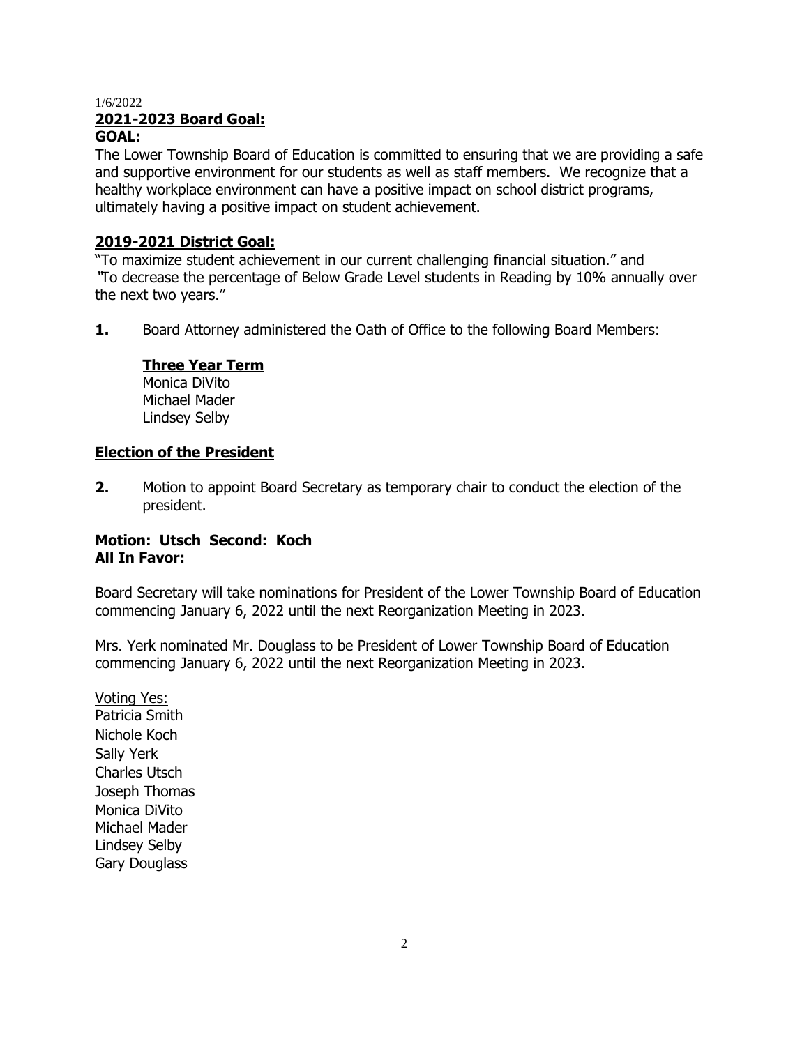1/6/2022

**2021-2023 Board Goal:**

**GOAL:**

The Lower Township Board of Education is committed to ensuring that we are providing a safe and supportive environment for our students as well as staff members. We recognize that a healthy workplace environment can have a positive impact on school district programs, ultimately having a positive impact on student achievement.

**2019-2021 District Goal:**

"To maximize student achievement in our current challenging financial situation." and "To decrease the percentage of Below Grade Level students in Reading by 10% annually over the next two years."

**1.** Board Attorney administered the Oath of Office to the following Board Members:

**Three Year Term**
Monica DiVito
Michael Mader
Lindsey Selby

**Election of the President**

**2.** Motion to appoint Board Secretary as temporary chair to conduct the election of the president.

**Motion: Utsch Second: Koch**
**All In Favor:**

Board Secretary will take nominations for President of the Lower Township Board of Education commencing January 6, 2022 until the next Reorganization Meeting in 2023.

Mrs. Yerk nominated Mr. Douglass to be President of Lower Township Board of Education commencing January 6, 2022 until the next Reorganization Meeting in 2023.

Voting Yes:
Patricia Smith
Nichole Koch
Sally Yerk
Charles Utsch
Joseph Thomas
Monica DiVito
Michael Mader
Lindsey Selby
Gary Douglass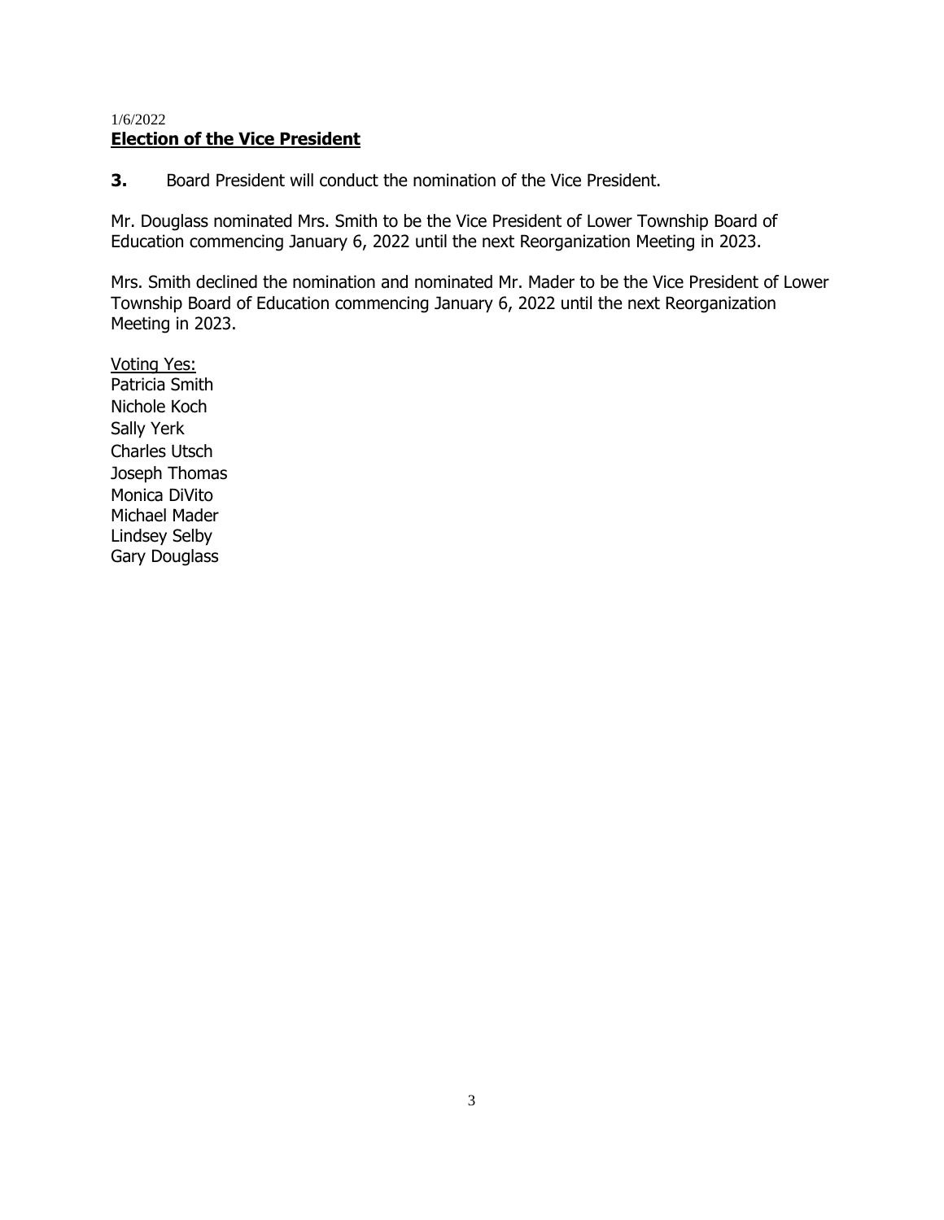1/6/2022

## Election of the Vice President

**3.** Board President will conduct the nomination of the Vice President.

Mr. Douglass nominated Mrs. Smith to be the Vice President of Lower Township Board of Education commencing January 6, 2022 until the next Reorganization Meeting in 2023.

Mrs. Smith declined the nomination and nominated Mr. Mader to be the Vice President of Lower Township Board of Education commencing January 6, 2022 until the next Reorganization Meeting in 2023.

Voting Yes:
Patricia Smith
Nichole Koch
Sally Yerk
Charles Utsch
Joseph Thomas
Monica DiVito
Michael Mader
Lindsey Selby
Gary Douglass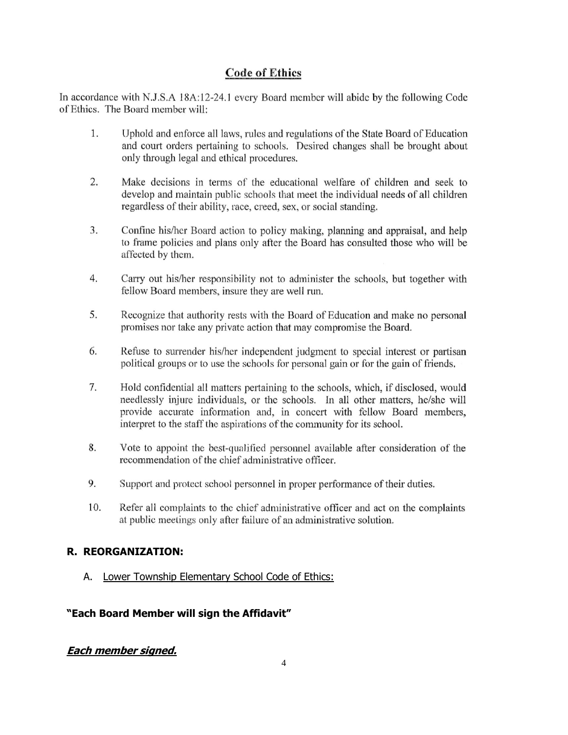## Code of Ethics

In accordance with N.J.S.A 18A:12-24.1 every Board member will abide by the following Code of Ethics. The Board member will:

1. Uphold and enforce all laws, rules and regulations of the State Board of Education and court orders pertaining to schools. Desired changes shall be brought about only through legal and ethical procedures.

2. Make decisions in terms of the educational welfare of children and seek to develop and maintain public schools that meet the individual needs of all children regardless of their ability, race, creed, sex, or social standing.

3. Confine his/her Board action to policy making, planning and appraisal, and help to frame policies and plans only after the Board has consulted those who will be affected by them.

4. Carry out his/her responsibility not to administer the schools, but together with fellow Board members, insure they are well run.

5. Recognize that authority rests with the Board of Education and make no personal promises nor take any private action that may compromise the Board.

6. Refuse to surrender his/her independent judgment to special interest or partisan political groups or to use the schools for personal gain or for the gain of friends.

7. Hold confidential all matters pertaining to the schools, which, if disclosed, would needlessly injure individuals, or the schools. In all other matters, he/she will provide accurate information and, in concert with fellow Board members, interpret to the staff the aspirations of the community for its school.

8. Vote to appoint the best-qualified personnel available after consideration of the recommendation of the chief administrative officer.

9. Support and protect school personnel in proper performance of their duties.

10. Refer all complaints to the chief administrative officer and act on the complaints at public meetings only after failure of an administrative solution.

**R. REORGANIZATION:**

A. Lower Township Elementary School Code of Ethics:

**"Each Board Member will sign the Affidavit"**

***Each member signed.***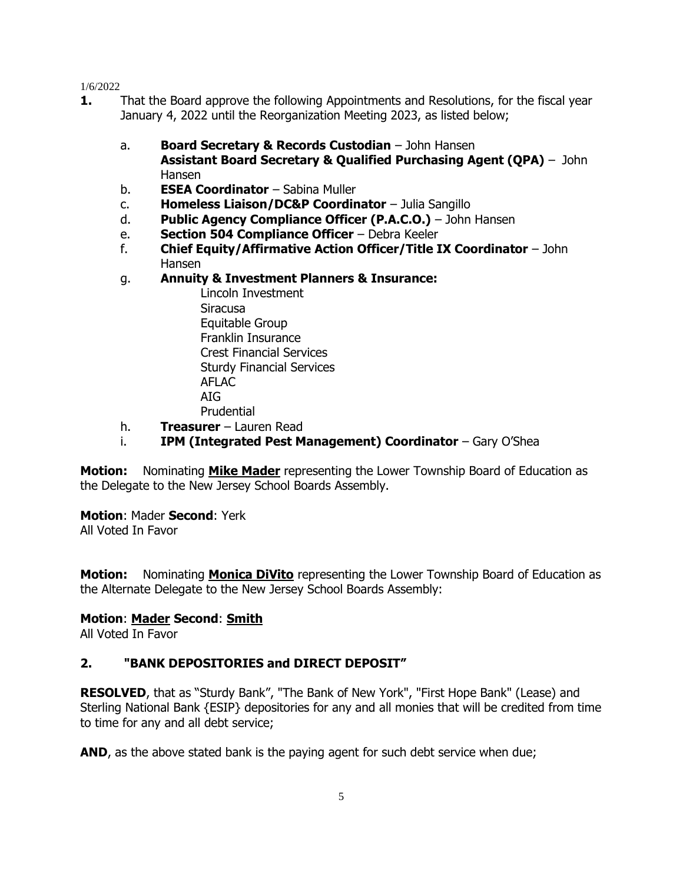1/6/2022

**1.** That the Board approve the following Appointments and Resolutions, for the fiscal year January 4, 2022 until the Reorganization Meeting 2023, as listed below;

a. **Board Secretary & Records Custodian** – John Hansen
   **Assistant Board Secretary & Qualified Purchasing Agent (QPA)** – John Hansen

b. **ESEA Coordinator** – Sabina Muller

c. **Homeless Liaison/DC&P Coordinator** – Julia Sangillo

d. **Public Agency Compliance Officer (P.A.C.O.)** – John Hansen

e. **Section 504 Compliance Officer** – Debra Keeler

f. **Chief Equity/Affirmative Action Officer/Title IX Coordinator** – John Hansen

g. **Annuity & Investment Planners & Insurance:**
   - Lincoln Investment
   - Siracusa
   - Equitable Group
   - Franklin Insurance
   - Crest Financial Services
   - Sturdy Financial Services
   - AFLAC
   - AIG
   - Prudential

h. **Treasurer** – Lauren Read

i. **IPM (Integrated Pest Management) Coordinator** – Gary O'Shea

**Motion:** Nominating **Mike Mader** representing the Lower Township Board of Education as the Delegate to the New Jersey School Boards Assembly.

**Motion**: Mader **Second**: Yerk
All Voted In Favor

**Motion:** Nominating **Monica DiVito** representing the Lower Township Board of Education as the Alternate Delegate to the New Jersey School Boards Assembly:

**Motion**: **Mader** **Second**: **Smith**
All Voted In Favor

## 2. "BANK DEPOSITORIES and DIRECT DEPOSIT"

**RESOLVED**, that as "Sturdy Bank", "The Bank of New York", "First Hope Bank" (Lease) and Sterling National Bank {ESIP} depositories for any and all monies that will be credited from time to time for any and all debt service;

**AND**, as the above stated bank is the paying agent for such debt service when due;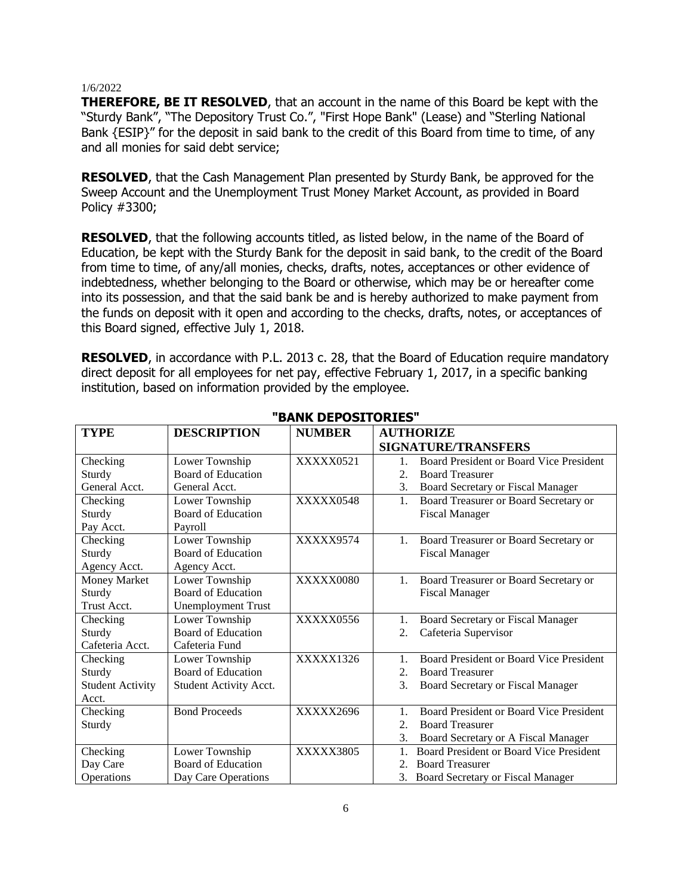1/6/2022

**THEREFORE, BE IT RESOLVED**, that an account in the name of this Board be kept with the "Sturdy Bank", "The Depository Trust Co.", "First Hope Bank" (Lease) and "Sterling National Bank {ESIP}" for the deposit in said bank to the credit of this Board from time to time, of any and all monies for said debt service;

**RESOLVED**, that the Cash Management Plan presented by Sturdy Bank, be approved for the Sweep Account and the Unemployment Trust Money Market Account, as provided in Board Policy #3300;

**RESOLVED**, that the following accounts titled, as listed below, in the name of the Board of Education, be kept with the Sturdy Bank for the deposit in said bank, to the credit of the Board from time to time, of any/all monies, checks, drafts, notes, acceptances or other evidence of indebtedness, whether belonging to the Board or otherwise, which may be or hereafter come into its possession, and that the said bank be and is hereby authorized to make payment from the funds on deposit with it open and according to the checks, drafts, notes, or acceptances of this Board signed, effective July 1, 2018.

**RESOLVED**, in accordance with P.L. 2013 c. 28, that the Board of Education require mandatory direct deposit for all employees for net pay, effective February 1, 2017, in a specific banking institution, based on information provided by the employee.

**"BANK DEPOSITORIES"**

| TYPE | DESCRIPTION | NUMBER | AUTHORIZE SIGNATURE/TRANSFERS |
|---|---|---|---|
| Checking Sturdy General Acct. | Lower Township Board of Education General Acct. | XXXXX0521 | 1. Board President or Board Vice President<br>2. Board Treasurer<br>3. Board Secretary or Fiscal Manager |
| Checking Sturdy Pay Acct. | Lower Township Board of Education Payroll | XXXXX0548 | 1. Board Treasurer or Board Secretary or Fiscal Manager |
| Checking Sturdy Agency Acct. | Lower Township Board of Education Agency Acct. | XXXXX9574 | 1. Board Treasurer or Board Secretary or Fiscal Manager |
| Money Market Sturdy Trust Acct. | Lower Township Board of Education Unemployment Trust | XXXXX0080 | 1. Board Treasurer or Board Secretary or Fiscal Manager |
| Checking Sturdy Cafeteria Acct. | Lower Township Board of Education Cafeteria Fund | XXXXX0556 | 1. Board Secretary or Fiscal Manager<br>2. Cafeteria Supervisor |
| Checking Sturdy Student Activity Acct. | Lower Township Board of Education Student Activity Acct. | XXXXX1326 | 1. Board President or Board Vice President<br>2. Board Treasurer<br>3. Board Secretary or Fiscal Manager |
| Checking Sturdy | Bond Proceeds | XXXXX2696 | 1. Board President or Board Vice President<br>2. Board Treasurer<br>3. Board Secretary or A Fiscal Manager |
| Checking Day Care Operations | Lower Township Board of Education Day Care Operations | XXXXX3805 | 1. Board President or Board Vice President<br>2. Board Treasurer<br>3. Board Secretary or Fiscal Manager |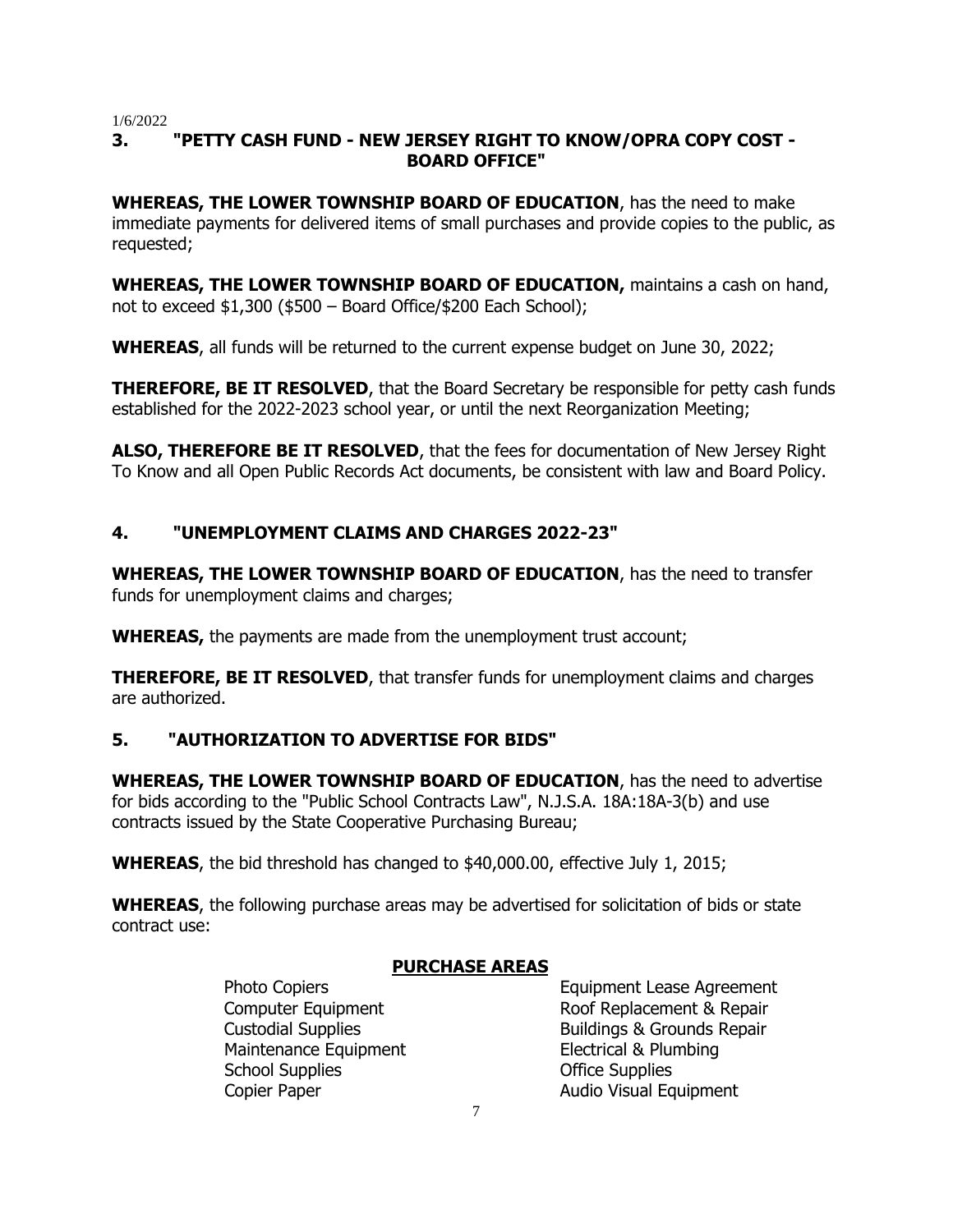1/6/2022

## 3. "PETTY CASH FUND - NEW JERSEY RIGHT TO KNOW/OPRA COPY COST - BOARD OFFICE"

**WHEREAS, THE LOWER TOWNSHIP BOARD OF EDUCATION**, has the need to make immediate payments for delivered items of small purchases and provide copies to the public, as requested;

**WHEREAS, THE LOWER TOWNSHIP BOARD OF EDUCATION,** maintains a cash on hand, not to exceed $1,300 ($500 – Board Office/$200 Each School);

**WHEREAS**, all funds will be returned to the current expense budget on June 30, 2022;

**THEREFORE, BE IT RESOLVED**, that the Board Secretary be responsible for petty cash funds established for the 2022-2023 school year, or until the next Reorganization Meeting;

**ALSO, THEREFORE BE IT RESOLVED**, that the fees for documentation of New Jersey Right To Know and all Open Public Records Act documents, be consistent with law and Board Policy.

## 4. "UNEMPLOYMENT CLAIMS AND CHARGES 2022-23"

**WHEREAS, THE LOWER TOWNSHIP BOARD OF EDUCATION**, has the need to transfer funds for unemployment claims and charges;

**WHEREAS,** the payments are made from the unemployment trust account;

**THEREFORE, BE IT RESOLVED**, that transfer funds for unemployment claims and charges are authorized.

## 5. "AUTHORIZATION TO ADVERTISE FOR BIDS"

**WHEREAS, THE LOWER TOWNSHIP BOARD OF EDUCATION**, has the need to advertise for bids according to the "Public School Contracts Law", N.J.S.A. 18A:18A-3(b) and use contracts issued by the State Cooperative Purchasing Bureau;

**WHEREAS**, the bid threshold has changed to $40,000.00, effective July 1, 2015;

**WHEREAS**, the following purchase areas may be advertised for solicitation of bids or state contract use:

**PURCHASE AREAS**

| | |
|---|---|
| Photo Copiers | Equipment Lease Agreement |
| Computer Equipment | Roof Replacement & Repair |
| Custodial Supplies | Buildings & Grounds Repair |
| Maintenance Equipment | Electrical & Plumbing |
| School Supplies | Office Supplies |
| Copier Paper | Audio Visual Equipment |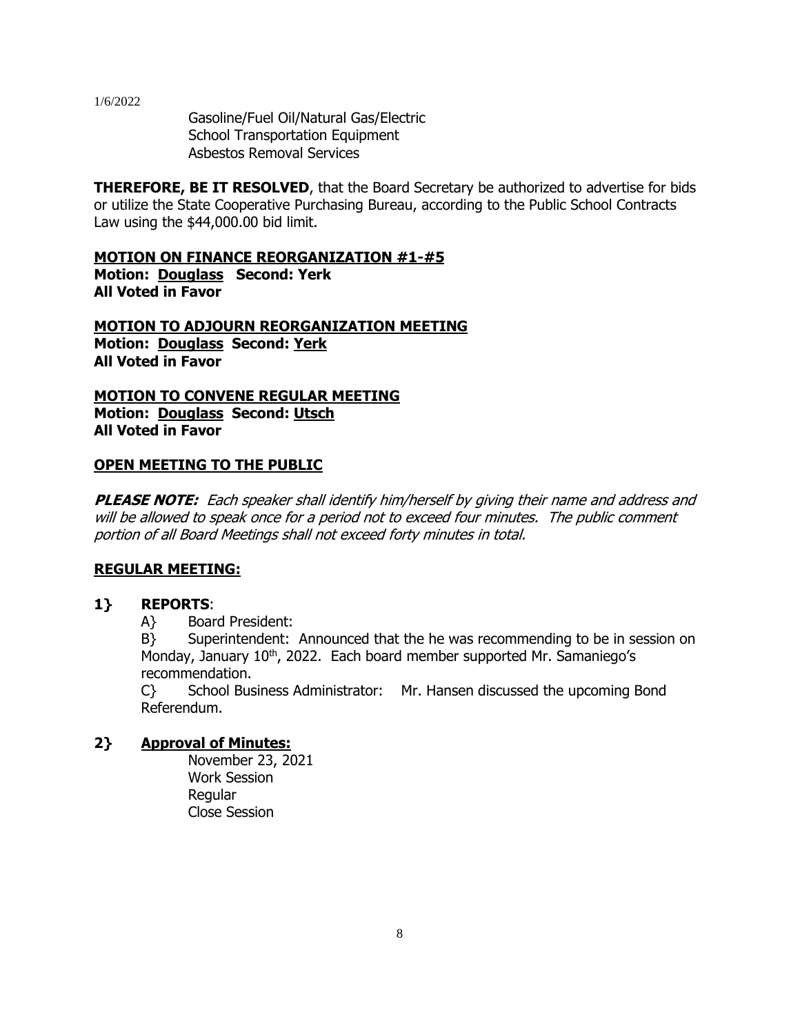1/6/2022

Gasoline/Fuel Oil/Natural Gas/Electric
School Transportation Equipment
Asbestos Removal Services

**THEREFORE, BE IT RESOLVED**, that the Board Secretary be authorized to advertise for bids or utilize the State Cooperative Purchasing Bureau, according to the Public School Contracts Law using the $44,000.00 bid limit.

**MOTION ON FINANCE REORGANIZATION #1-#5**
**Motion: Douglass Second: Yerk**
**All Voted in Favor**

**MOTION TO ADJOURN REORGANIZATION MEETING**
**Motion: Douglass Second: Yerk**
**All Voted in Favor**

**MOTION TO CONVENE REGULAR MEETING**
**Motion: Douglass Second: Utsch**
**All Voted in Favor**

**OPEN MEETING TO THE PUBLIC**

***PLEASE NOTE:*** *Each speaker shall identify him/herself by giving their name and address and will be allowed to speak once for a period not to exceed four minutes. The public comment portion of all Board Meetings shall not exceed forty minutes in total.*

**REGULAR MEETING:**

**1} REPORTS**:

A} Board President:

B} Superintendent: Announced that the he was recommending to be in session on Monday, January 10th, 2022. Each board member supported Mr. Samaniego's recommendation.

C} School Business Administrator: Mr. Hansen discussed the upcoming Bond Referendum.

**2} Approval of Minutes:**

November 23, 2021
Work Session
Regular
Close Session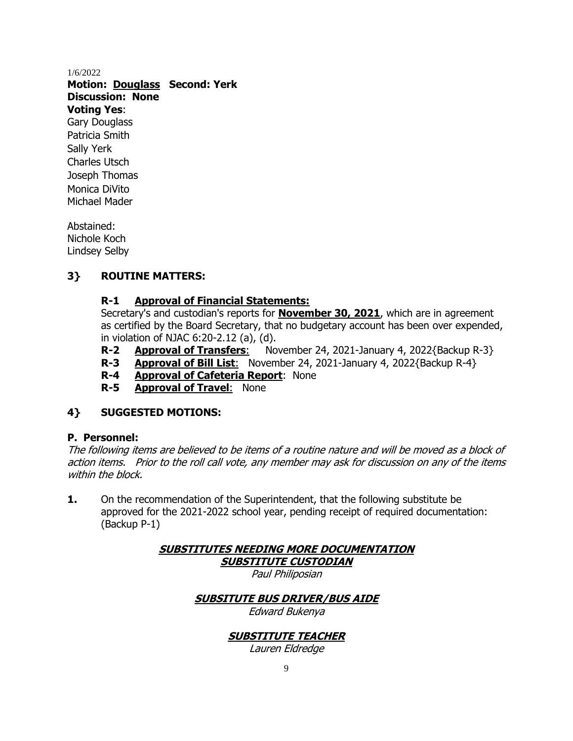1/6/2022

**Motion: Douglass Second: Yerk**
**Discussion: None**
**Voting Yes**:
Gary Douglass
Patricia Smith
Sally Yerk
Charles Utsch
Joseph Thomas
Monica DiVito
Michael Mader

Abstained:
Nichole Koch
Lindsey Selby

## 3} ROUTINE MATTERS:

**R-1 Approval of Financial Statements:**
Secretary's and custodian's reports for **November 30, 2021**, which are in agreement as certified by the Board Secretary, that no budgetary account has been over expended, in violation of NJAC 6:20-2.12 (a), (d).

**R-2 Approval of Transfers**: November 24, 2021-January 4, 2022{Backup R-3}
**R-3 Approval of Bill List**: November 24, 2021-January 4, 2022{Backup R-4}
**R-4 Approval of Cafeteria Report**: None
**R-5 Approval of Travel**: None

## 4} SUGGESTED MOTIONS:

### P. Personnel:

*The following items are believed to be items of a routine nature and will be moved as a block of action items. Prior to the roll call vote, any member may ask for discussion on any of the items within the block.*

**1.** On the recommendation of the Superintendent, that the following substitute be approved for the 2021-2022 school year, pending receipt of required documentation: (Backup P-1)

***SUBSTITUTES NEEDING MORE DOCUMENTATION***
***SUBSTITUTE CUSTODIAN***
*Paul Philiposian*

***SUBSITUTE BUS DRIVER/BUS AIDE***
*Edward Bukenya*

***SUBSTITUTE TEACHER***
*Lauren Eldredge*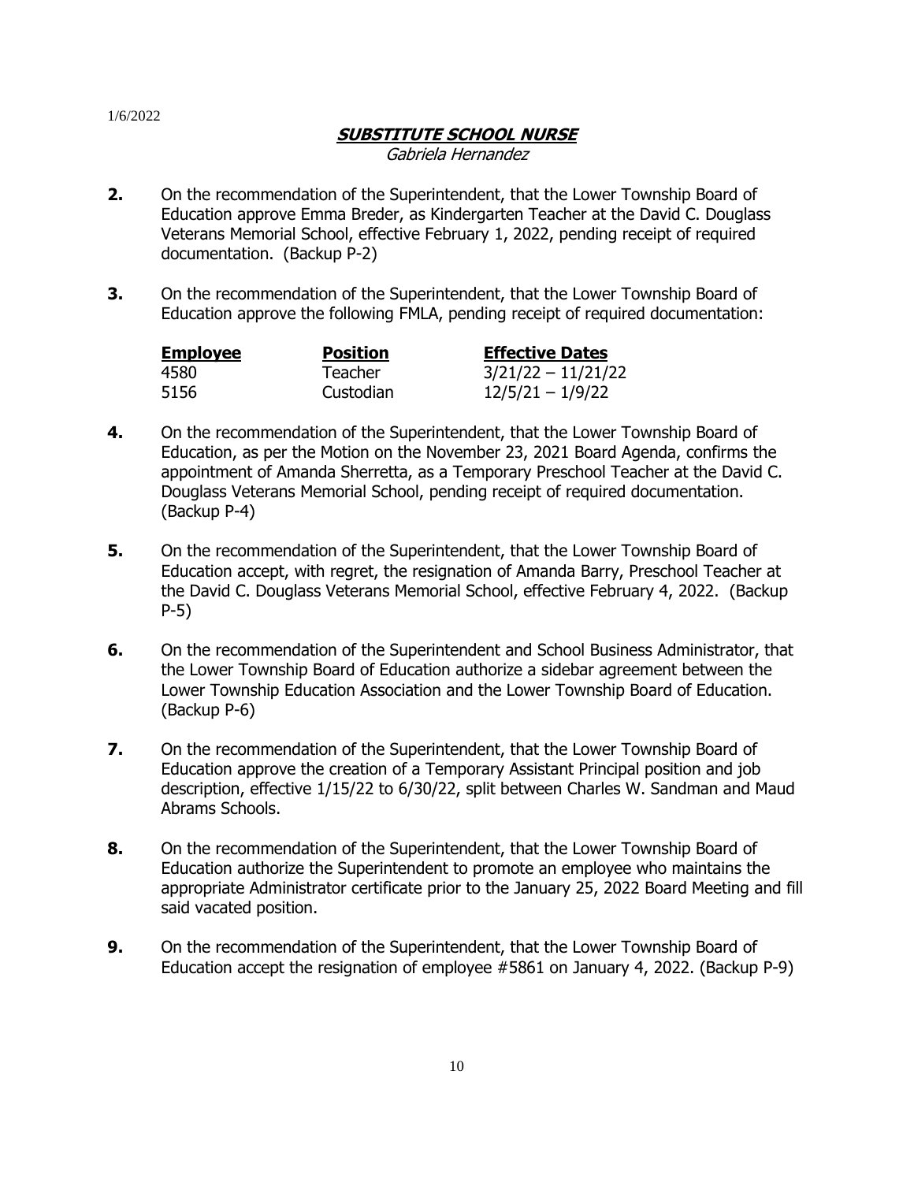1/6/2022

**SUBSTITUTE SCHOOL NURSE**

*Gabriela Hernandez*

**2.** On the recommendation of the Superintendent, that the Lower Township Board of Education approve Emma Breder, as Kindergarten Teacher at the David C. Douglass Veterans Memorial School, effective February 1, 2022, pending receipt of required documentation. (Backup P-2)

**3.** On the recommendation of the Superintendent, that the Lower Township Board of Education approve the following FMLA, pending receipt of required documentation:

| Employee | Position | Effective Dates |
|---|---|---|
| 4580 | Teacher | 3/21/22 – 11/21/22 |
| 5156 | Custodian | 12/5/21 – 1/9/22 |

**4.** On the recommendation of the Superintendent, that the Lower Township Board of Education, as per the Motion on the November 23, 2021 Board Agenda, confirms the appointment of Amanda Sherretta, as a Temporary Preschool Teacher at the David C. Douglass Veterans Memorial School, pending receipt of required documentation. (Backup P-4)

**5.** On the recommendation of the Superintendent, that the Lower Township Board of Education accept, with regret, the resignation of Amanda Barry, Preschool Teacher at the David C. Douglass Veterans Memorial School, effective February 4, 2022. (Backup P-5)

**6.** On the recommendation of the Superintendent and School Business Administrator, that the Lower Township Board of Education authorize a sidebar agreement between the Lower Township Education Association and the Lower Township Board of Education. (Backup P-6)

**7.** On the recommendation of the Superintendent, that the Lower Township Board of Education approve the creation of a Temporary Assistant Principal position and job description, effective 1/15/22 to 6/30/22, split between Charles W. Sandman and Maud Abrams Schools.

**8.** On the recommendation of the Superintendent, that the Lower Township Board of Education authorize the Superintendent to promote an employee who maintains the appropriate Administrator certificate prior to the January 25, 2022 Board Meeting and fill said vacated position.

**9.** On the recommendation of the Superintendent, that the Lower Township Board of Education accept the resignation of employee #5861 on January 4, 2022. (Backup P-9)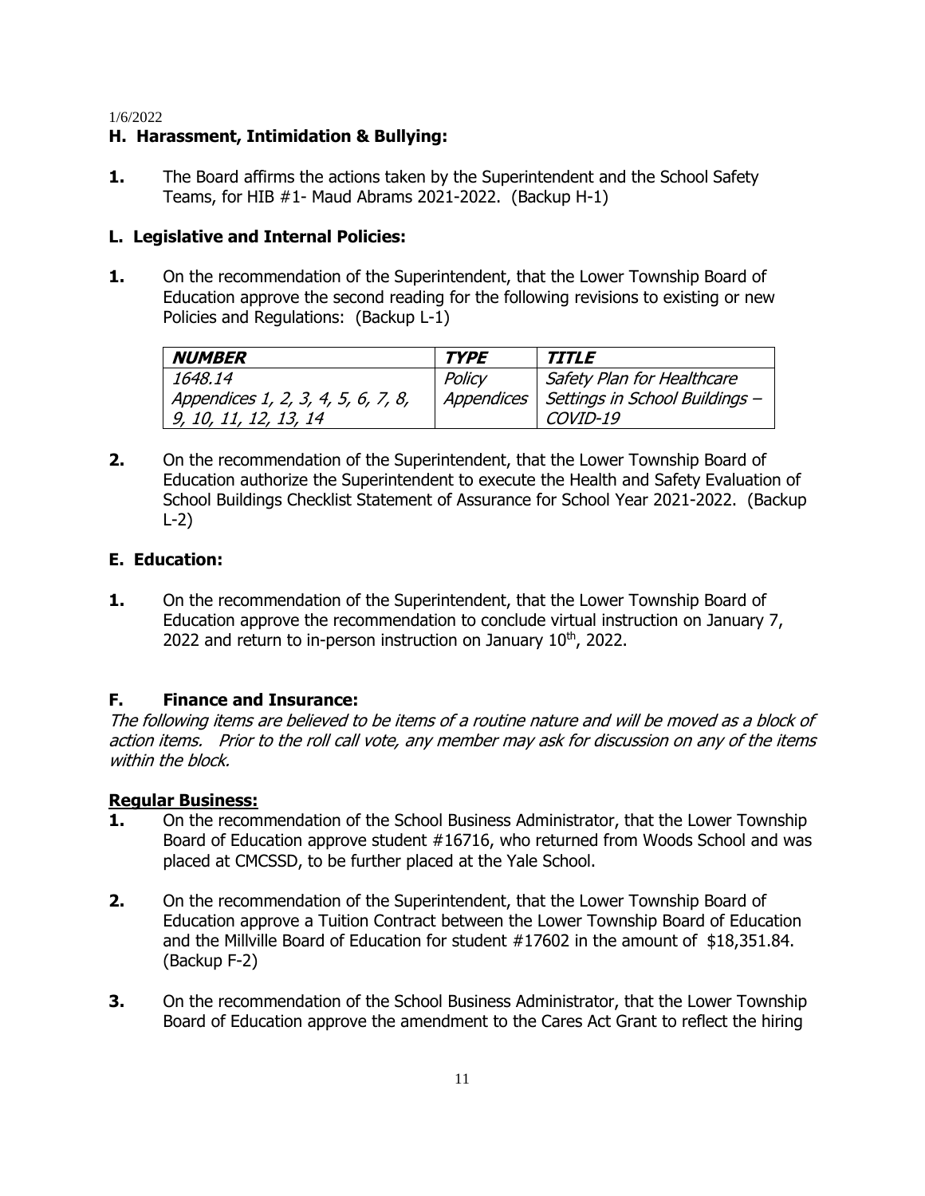1/6/2022

## H. Harassment, Intimidation & Bullying:

**1.** The Board affirms the actions taken by the Superintendent and the School Safety Teams, for HIB #1- Maud Abrams 2021-2022. (Backup H-1)

## L. Legislative and Internal Policies:

**1.** On the recommendation of the Superintendent, that the Lower Township Board of Education approve the second reading for the following revisions to existing or new Policies and Regulations: (Backup L-1)

| ***NUMBER*** | ***TYPE*** | ***TITLE*** |
|---|---|---|
| *1648.14*<br>*Appendices 1, 2, 3, 4, 5, 6, 7, 8, 9, 10, 11, 12, 13, 14* | *Policy*<br>*Appendices* | *Safety Plan for Healthcare Settings in School Buildings – COVID-19* |

**2.** On the recommendation of the Superintendent, that the Lower Township Board of Education authorize the Superintendent to execute the Health and Safety Evaluation of School Buildings Checklist Statement of Assurance for School Year 2021-2022. (Backup L-2)

## E. Education:

**1.** On the recommendation of the Superintendent, that the Lower Township Board of Education approve the recommendation to conclude virtual instruction on January 7, 2022 and return to in-person instruction on January 10th, 2022.

## F. Finance and Insurance:

*The following items are believed to be items of a routine nature and will be moved as a block of action items. Prior to the roll call vote, any member may ask for discussion on any of the items within the block.*

**Regular Business:**

**1.** On the recommendation of the School Business Administrator, that the Lower Township Board of Education approve student #16716, who returned from Woods School and was placed at CMCSSD, to be further placed at the Yale School.

**2.** On the recommendation of the Superintendent, that the Lower Township Board of Education approve a Tuition Contract between the Lower Township Board of Education and the Millville Board of Education for student #17602 in the amount of $18,351.84. (Backup F-2)

**3.** On the recommendation of the School Business Administrator, that the Lower Township Board of Education approve the amendment to the Cares Act Grant to reflect the hiring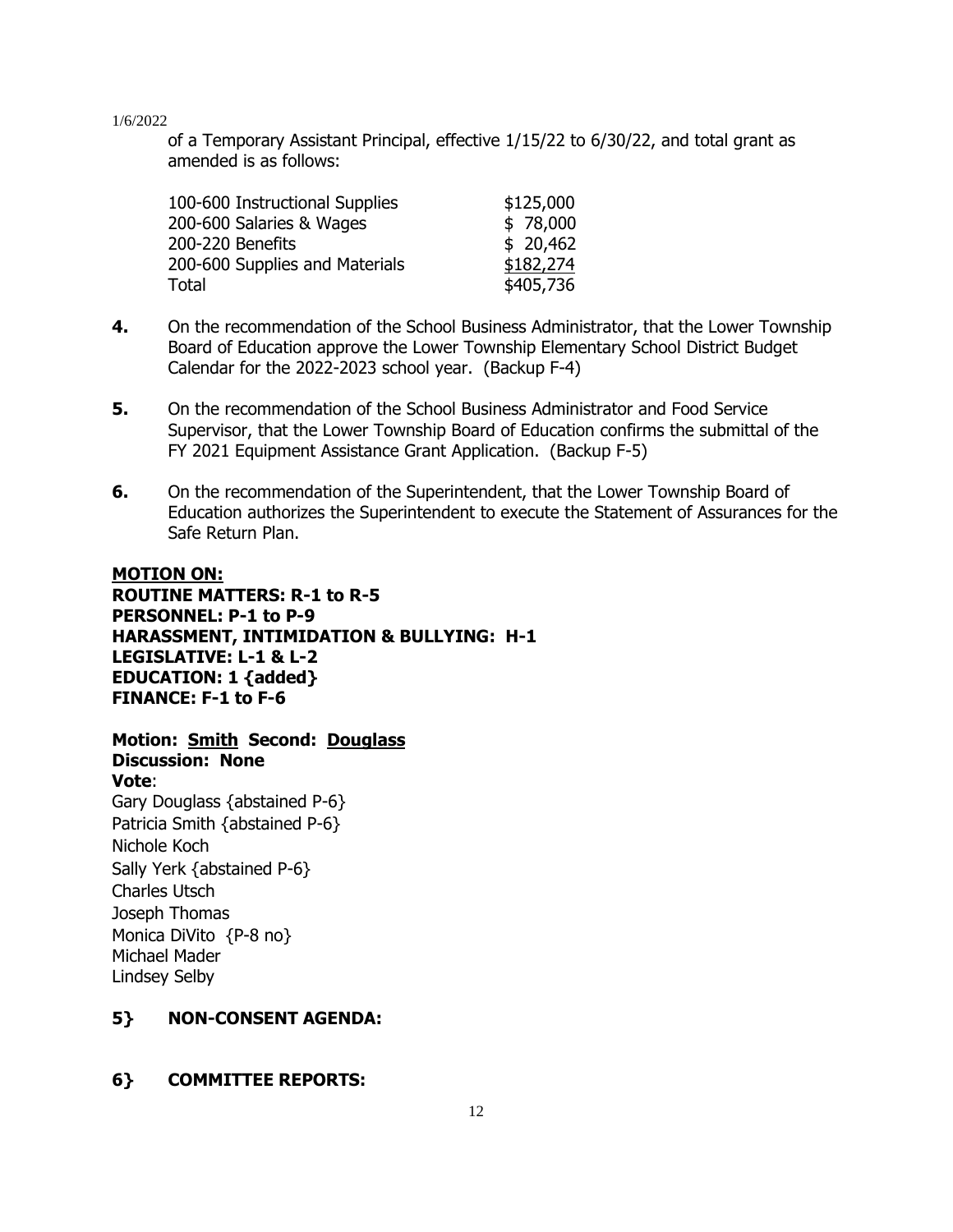of a Temporary Assistant Principal, effective 1/15/22 to 6/30/22, and total grant as amended is as follows:

| | |
|---|---|
| 100-600 Instructional Supplies | $125,000 |
| 200-600 Salaries & Wages | $ 78,000 |
| 200-220 Benefits | $ 20,462 |
| 200-600 Supplies and Materials | $182,274 |
| Total | $405,736 |

**4.** On the recommendation of the School Business Administrator, that the Lower Township Board of Education approve the Lower Township Elementary School District Budget Calendar for the 2022-2023 school year. (Backup F-4)

**5.** On the recommendation of the School Business Administrator and Food Service Supervisor, that the Lower Township Board of Education confirms the submittal of the FY 2021 Equipment Assistance Grant Application. (Backup F-5)

**6.** On the recommendation of the Superintendent, that the Lower Township Board of Education authorizes the Superintendent to execute the Statement of Assurances for the Safe Return Plan.

**MOTION ON:**
**ROUTINE MATTERS: R-1 to R-5**
**PERSONNEL: P-1 to P-9**
**HARASSMENT, INTIMIDATION & BULLYING: H-1**
**LEGISLATIVE: L-1 & L-2**
**EDUCATION: 1 {added}**
**FINANCE: F-1 to F-6**

**Motion: Smith Second: Douglass**
**Discussion: None**
**Vote**:
Gary Douglass {abstained P-6}
Patricia Smith {abstained P-6}
Nichole Koch
Sally Yerk {abstained P-6}
Charles Utsch
Joseph Thomas
Monica DiVito {P-8 no}
Michael Mader
Lindsey Selby

## 5} NON-CONSENT AGENDA:

## 6} COMMITTEE REPORTS: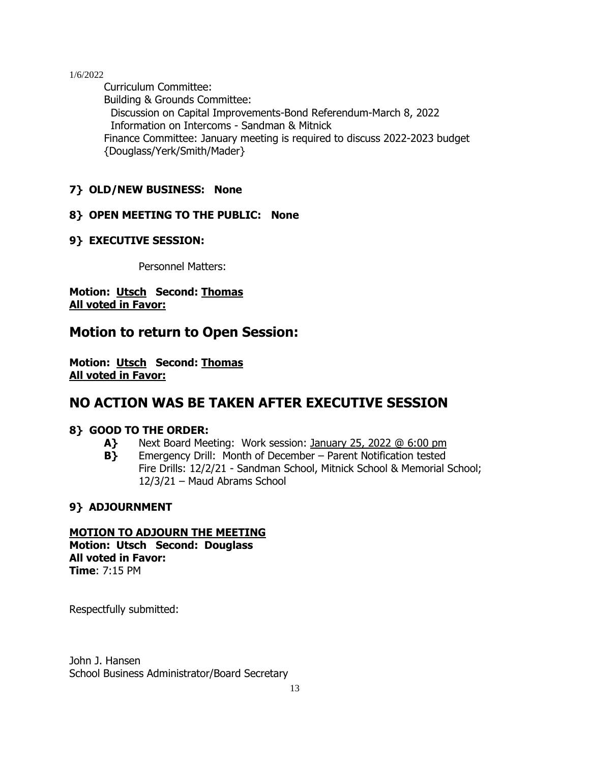1/6/2022

Curriculum Committee:
Building & Grounds Committee:
  Discussion on Capital Improvements-Bond Referendum-March 8, 2022
  Information on Intercoms - Sandman & Mitnick
Finance Committee: January meeting is required to discuss 2022-2023 budget {Douglass/Yerk/Smith/Mader}

**7} OLD/NEW BUSINESS: None**

**8} OPEN MEETING TO THE PUBLIC: None**

**9} EXECUTIVE SESSION:**

Personnel Matters:

**Motion: <u>Utsch</u> Second: <u>Thomas</u>**
**<u>All voted in Favor:</u>**

## Motion to return to Open Session:

**Motion: <u>Utsch</u> Second: <u>Thomas</u>**
**<u>All voted in Favor:</u>**

## NO ACTION WAS BE TAKEN AFTER EXECUTIVE SESSION

**8} GOOD TO THE ORDER:**

**A}** Next Board Meeting: Work session: <u>January 25, 2022 @ 6:00 pm</u>
**B}** Emergency Drill: Month of December – Parent Notification tested
Fire Drills: 12/2/21 - Sandman School, Mitnick School & Memorial School; 12/3/21 – Maud Abrams School

**9} ADJOURNMENT**

**<u>MOTION TO ADJOURN THE MEETING</u>**
**Motion: Utsch Second: Douglass**
**All voted in Favor:**
**Time**: 7:15 PM

Respectfully submitted:

John J. Hansen
School Business Administrator/Board Secretary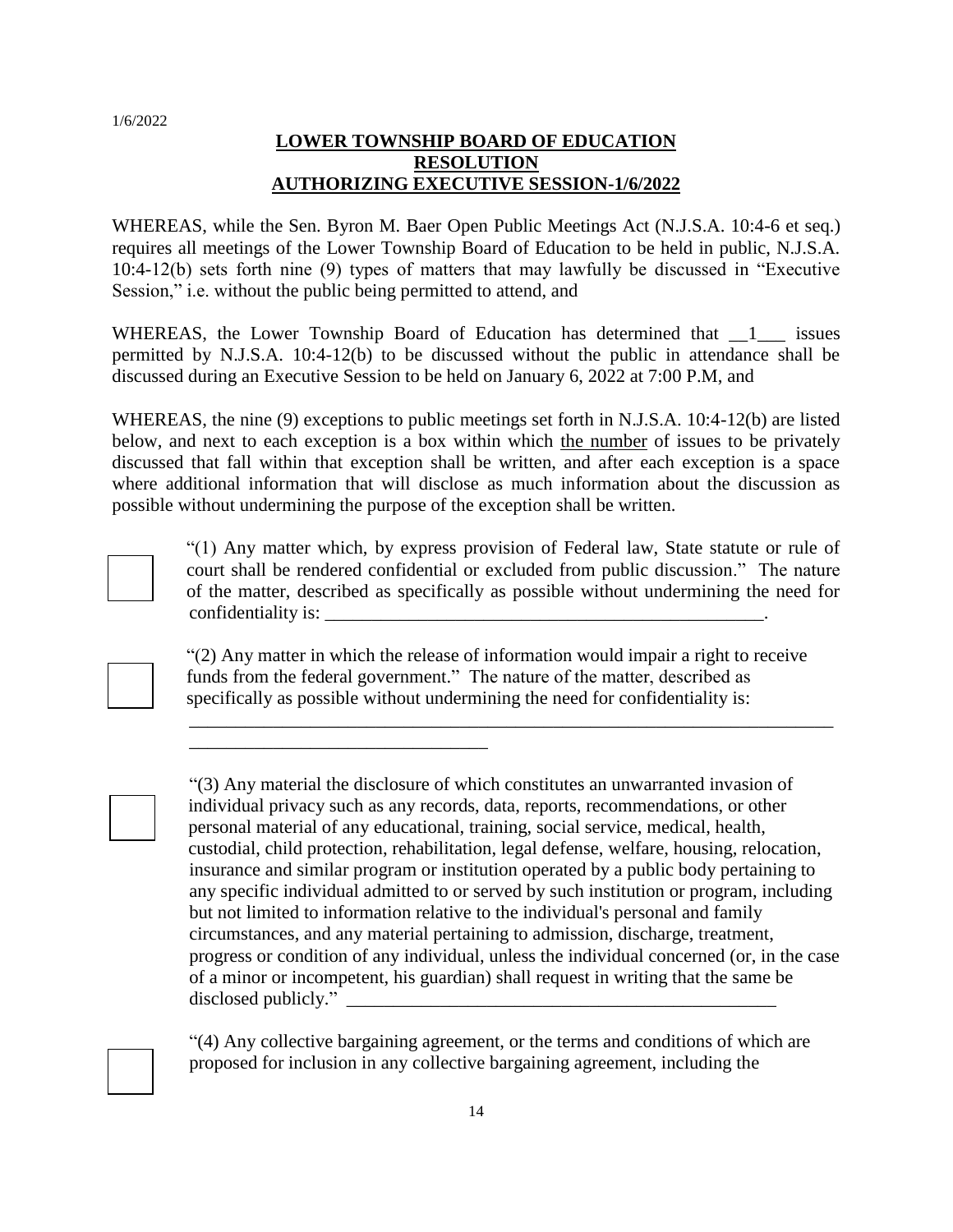1/6/2022

**LOWER TOWNSHIP BOARD OF EDUCATION**
**RESOLUTION**
**AUTHORIZING EXECUTIVE SESSION-1/6/2022**

WHEREAS, while the Sen. Byron M. Baer Open Public Meetings Act (N.J.S.A. 10:4-6 et seq.) requires all meetings of the Lower Township Board of Education to be held in public, N.J.S.A. 10:4-12(b) sets forth nine (9) types of matters that may lawfully be discussed in "Executive Session," i.e. without the public being permitted to attend, and

WHEREAS, the Lower Township Board of Education has determined that __1___ issues permitted by N.J.S.A. 10:4-12(b) to be discussed without the public in attendance shall be discussed during an Executive Session to be held on January 6, 2022 at 7:00 P.M, and

WHEREAS, the nine (9) exceptions to public meetings set forth in N.J.S.A. 10:4-12(b) are listed below, and next to each exception is a box within which the number of issues to be privately discussed that fall within that exception shall be written, and after each exception is a space where additional information that will disclose as much information about the discussion as possible without undermining the purpose of the exception shall be written.

☐ "(1) Any matter which, by express provision of Federal law, State statute or rule of court shall be rendered confidential or excluded from public discussion." The nature of the matter, described as specifically as possible without undermining the need for confidentiality is: ________________________________________________.

☐ "(2) Any matter in which the release of information would impair a right to receive funds from the federal government." The nature of the matter, described as specifically as possible without undermining the need for confidentiality is: ________________________________________________________________________ ______________________________

☐ "(3) Any material the disclosure of which constitutes an unwarranted invasion of individual privacy such as any records, data, reports, recommendations, or other personal material of any educational, training, social service, medical, health, custodial, child protection, rehabilitation, legal defense, welfare, housing, relocation, insurance and similar program or institution operated by a public body pertaining to any specific individual admitted to or served by such institution or program, including but not limited to information relative to the individual's personal and family circumstances, and any material pertaining to admission, discharge, treatment, progress or condition of any individual, unless the individual concerned (or, in the case of a minor or incompetent, his guardian) shall request in writing that the same be disclosed publicly." ______________________________________________

☐ "(4) Any collective bargaining agreement, or the terms and conditions of which are proposed for inclusion in any collective bargaining agreement, including the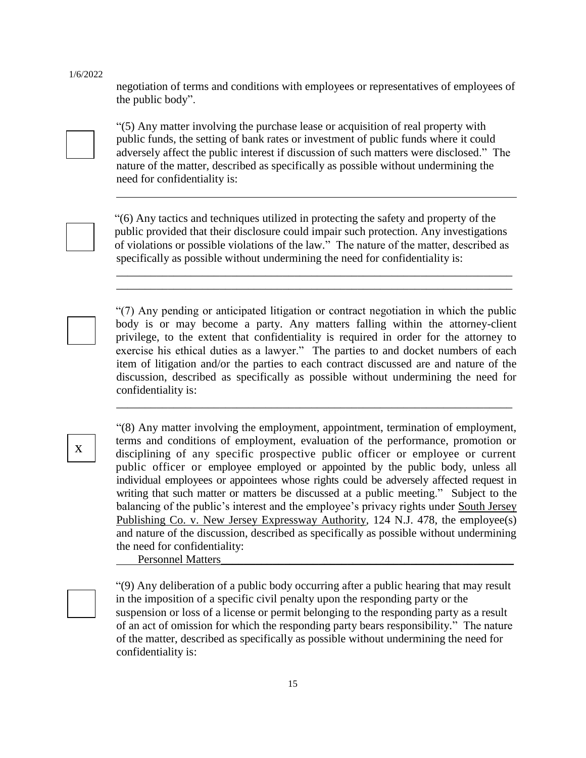negotiation of terms and conditions with employees or representatives of employees of the public body".

☐ "(5) Any matter involving the purchase lease or acquisition of real property with public funds, the setting of bank rates or investment of public funds where it could adversely affect the public interest if discussion of such matters were disclosed." The nature of the matter, described as specifically as possible without undermining the need for confidentiality is:

\_\_\_\_\_\_\_\_\_\_\_\_\_\_\_\_\_\_\_\_\_\_\_\_\_\_\_\_\_\_\_\_\_\_\_\_\_\_\_\_\_\_\_\_\_\_\_\_\_\_\_\_\_\_\_\_\_\_\_\_\_\_\_\_\_\_\_\_

☐ "(6) Any tactics and techniques utilized in protecting the safety and property of the public provided that their disclosure could impair such protection. Any investigations of violations or possible violations of the law." The nature of the matter, described as specifically as possible without undermining the need for confidentiality is:

\_\_\_\_\_\_\_\_\_\_\_\_\_\_\_\_\_\_\_\_\_\_\_\_\_\_\_\_\_\_\_\_\_\_\_\_\_\_\_\_\_\_\_\_\_\_\_\_\_\_\_\_\_\_\_\_\_\_\_\_\_\_\_\_\_\_\_\_
\_\_\_\_\_\_\_\_\_\_\_\_\_\_\_\_\_\_\_\_\_\_\_\_\_\_\_\_\_\_\_\_\_\_\_\_\_\_\_\_\_\_\_\_\_\_\_\_\_\_\_\_\_\_\_\_\_\_\_\_\_\_\_\_\_\_\_\_

☐ "(7) Any pending or anticipated litigation or contract negotiation in which the public body is or may become a party. Any matters falling within the attorney-client privilege, to the extent that confidentiality is required in order for the attorney to exercise his ethical duties as a lawyer." The parties to and docket numbers of each item of litigation and/or the parties to each contract discussed are and nature of the discussion, described as specifically as possible without undermining the need for confidentiality is:

\_\_\_\_\_\_\_\_\_\_\_\_\_\_\_\_\_\_\_\_\_\_\_\_\_\_\_\_\_\_\_\_\_\_\_\_\_\_\_\_\_\_\_\_\_\_\_\_\_\_\_\_\_\_\_\_\_\_\_\_\_\_\_\_\_\_\_\_

☒ "(8) Any matter involving the employment, appointment, termination of employment, terms and conditions of employment, evaluation of the performance, promotion or disciplining of any specific prospective public officer or employee or current public officer or employee employed or appointed by the public body, unless all individual employees or appointees whose rights could be adversely affected request in writing that such matter or matters be discussed at a public meeting." Subject to the balancing of the public's interest and the employee's privacy rights under South Jersey Publishing Co. v. New Jersey Expressway Authority, 124 N.J. 478, the employee(s) and nature of the discussion, described as specifically as possible without undermining the need for confidentiality:

Personnel Matters\_\_\_\_\_\_\_\_\_\_\_\_\_\_\_\_\_\_\_\_\_\_\_\_\_\_\_\_\_\_\_\_\_\_\_\_\_\_\_\_\_\_\_\_\_\_\_\_\_\_\_\_

☐ "(9) Any deliberation of a public body occurring after a public hearing that may result in the imposition of a specific civil penalty upon the responding party or the suspension or loss of a license or permit belonging to the responding party as a result of an act of omission for which the responding party bears responsibility." The nature of the matter, described as specifically as possible without undermining the need for confidentiality is: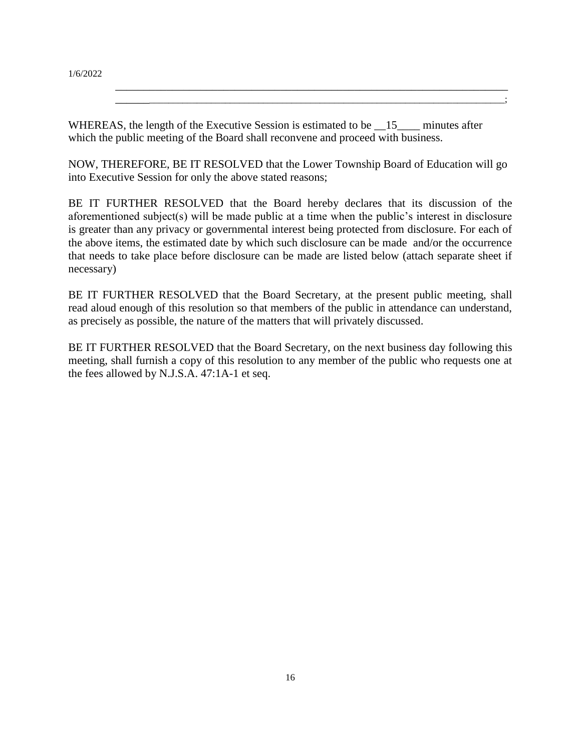1/6/2022

\_\_\_\_\_\_\_\_\_\_\_\_\_\_\_\_\_\_\_\_\_\_\_\_\_\_\_\_\_\_\_\_\_\_\_\_\_\_\_\_\_\_\_\_\_\_\_\_\_\_\_\_\_\_\_\_\_\_\_\_\_\_\_\_\_\_\_\_\_\_\_
\_\_\_\_\_\_\_\_\_\_\_\_\_\_\_\_\_\_\_\_\_\_\_\_\_\_\_\_\_\_\_\_\_\_\_\_\_\_\_\_\_\_\_\_\_\_\_\_\_\_\_\_\_\_\_\_\_\_\_\_\_\_\_\_\_\_\_\_\_\_;

WHEREAS, the length of the Executive Session is estimated to be __15____ minutes after which the public meeting of the Board shall reconvene and proceed with business.

NOW, THEREFORE, BE IT RESOLVED that the Lower Township Board of Education will go into Executive Session for only the above stated reasons;

BE IT FURTHER RESOLVED that the Board hereby declares that its discussion of the aforementioned subject(s) will be made public at a time when the public's interest in disclosure is greater than any privacy or governmental interest being protected from disclosure. For each of the above items, the estimated date by which such disclosure can be made and/or the occurrence that needs to take place before disclosure can be made are listed below (attach separate sheet if necessary)

BE IT FURTHER RESOLVED that the Board Secretary, at the present public meeting, shall read aloud enough of this resolution so that members of the public in attendance can understand, as precisely as possible, the nature of the matters that will privately discussed.

BE IT FURTHER RESOLVED that the Board Secretary, on the next business day following this meeting, shall furnish a copy of this resolution to any member of the public who requests one at the fees allowed by N.J.S.A. 47:1A-1 et seq.